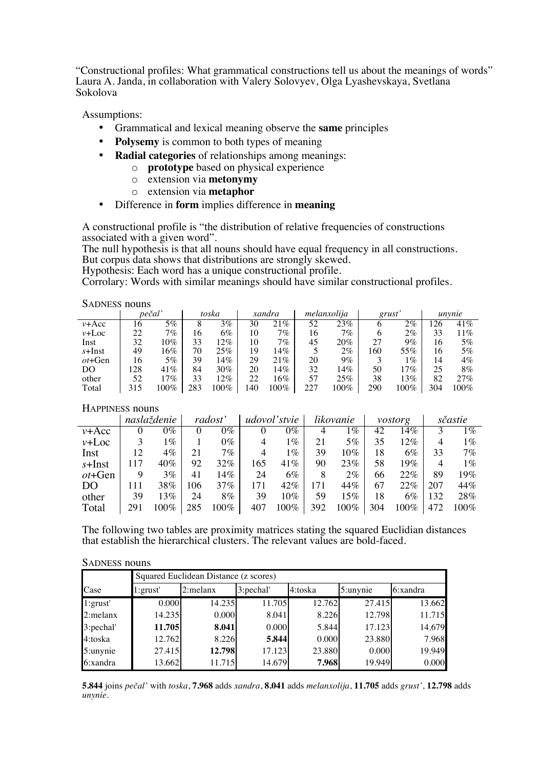"Constructional profiles: What grammatical constructions tell us about the meanings of words"
Laura A. Janda, in collaboration with Valery Solovyev, Olga Lyashevskaya, Svetlana Sokolova

Assumptions:

- Grammatical and lexical meaning observe the **same** principles
- **Polysemy** is common to both types of meaning
- **Radial categories** of relationships among meanings:
  - **prototype** based on physical experience
  - extension via **metonymy**
  - extension via **metaphor**
- Difference in **form** implies difference in **meaning**

A constructional profile is "the distribution of relative frequencies of constructions associated with a given word".
The null hypothesis is that all nouns should have equal frequency in all constructions.
But corpus data shows that distributions are strongly skewed.
Hypothesis: Each word has a unique constructional profile.
Corrolary: Words with similar meanings should have similar constructional profiles.

SADNESS nouns

| | *pečal'* | | *toska* | | *xandra* | | *melanxolija* | | *grust'* | | *unynie* | |
|---|---|---|---|---|---|---|---|---|---|---|---|---|
| *v*+Acc | 16 | 5% | 8 | 3% | 30 | 21% | 52 | 23% | 6 | 2% | 126 | 41% |
| *v*+Loc | 22 | 7% | 16 | 6% | 10 | 7% | 16 | 7% | 6 | 2% | 33 | 11% |
| Inst | 32 | 10% | 33 | 12% | 10 | 7% | 45 | 20% | 27 | 9% | 16 | 5% |
| *s*+Inst | 49 | 16% | 70 | 25% | 19 | 14% | 5 | 2% | 160 | 55% | 16 | 5% |
| *ot*+Gen | 16 | 5% | 39 | 14% | 29 | 21% | 20 | 9% | 3 | 1% | 14 | 4% |
| DO | 128 | 41% | 84 | 30% | 20 | 14% | 32 | 14% | 50 | 17% | 25 | 8% |
| other | 52 | 17% | 33 | 12% | 22 | 16% | 57 | 25% | 38 | 13% | 82 | 27% |
| Total | 315 | 100% | 283 | 100% | 140 | 100% | 227 | 100% | 290 | 100% | 304 | 100% |

HAPPINESS nouns

| | *naslaždenie* | | *radost'* | | *udovol'stvie* | | *likovanie* | | *vostorg* | | *sčastie* | |
|---|---|---|---|---|---|---|---|---|---|---|---|---|
| *v*+Acc | 0 | 0% | 0 | 0% | 0 | 0% | 4 | 1% | 42 | 14% | 3 | 1% |
| *v*+Loc | 3 | 1% | 1 | 0% | 4 | 1% | 21 | 5% | 35 | 12% | 4 | 1% |
| Inst | 12 | 4% | 21 | 7% | 4 | 1% | 39 | 10% | 18 | 6% | 33 | 7% |
| *s*+Inst | 117 | 40% | 92 | 32% | 165 | 41% | 90 | 23% | 58 | 19% | 4 | 1% |
| *ot*+Gen | 9 | 3% | 41 | 14% | 24 | 6% | 8 | 2% | 66 | 22% | 89 | 19% |
| DO | 111 | 38% | 106 | 37% | 171 | 42% | 171 | 44% | 67 | 22% | 207 | 44% |
| other | 39 | 13% | 24 | 8% | 39 | 10% | 59 | 15% | 18 | 6% | 132 | 28% |
| Total | 291 | 100% | 285 | 100% | 407 | 100% | 392 | 100% | 304 | 100% | 472 | 100% |

The following two tables are proximity matrices stating the squared Euclidian distances that establish the hierarchical clusters. The relevant values are bold-faced.

SADNESS nouns

| | Squared Euclidean Distance (z scores) | | | | | |
|---|---|---|---|---|---|---|
| Case | 1:grust' | 2:melanx | 3:pechal' | 4:toska | 5:unynie | 6:xandra |
| 1:grust' | 0.000 | 14.235 | 11.705 | 12.762 | 27.415 | 13.662 |
| 2:melanx | 14.235 | 0.000 | 8.041 | 8.226 | 12.798 | 11.715 |
| 3:pechal' | **11.705** | **8.041** | 0.000 | 5.844 | 17.123 | 14.679 |
| 4:toska | 12.762 | 8.226 | **5.844** | 0.000 | 23.880 | 7.968 |
| 5:unynie | 27.415 | **12.798** | 17.123 | 23.880 | 0.000 | 19.949 |
| 6:xandra | 13.662 | 11.715 | 14.679 | **7.968** | 19.949 | 0.000 |

**5.844** joins *pečal'* with *toska*, **7.968** adds *xandra*, **8.041** adds *melanxolija*, **11.705** adds *grust'*, **12.798** adds *unynie*.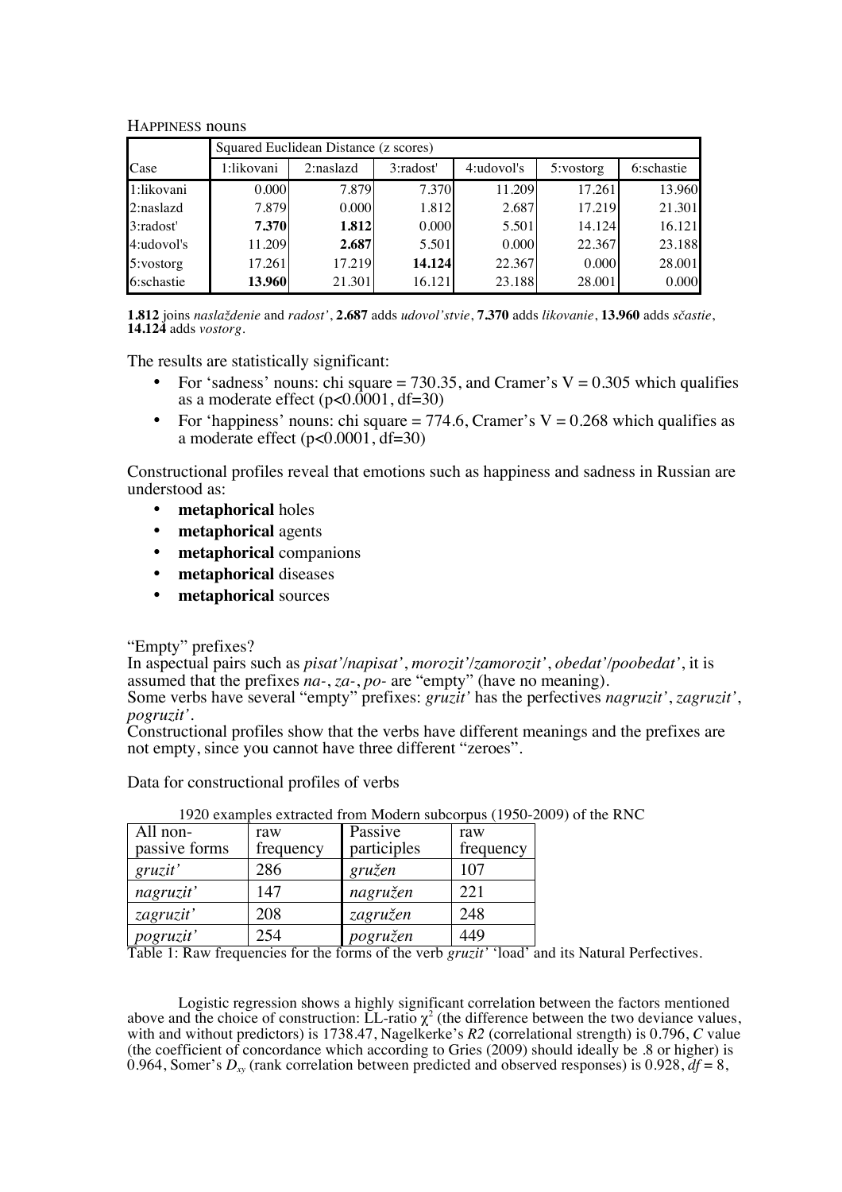HAPPINESS nouns

| Case | Squared Euclidean Distance (z scores) | | | | | |
|---|---|---|---|---|---|---|
| | 1:likovani | 2:naslazd | 3:radost' | 4:udovol's | 5:vostorg | 6:schastie |
| 1:likovani | 0.000 | 7.879 | 7.370 | 11.209 | 17.261 | 13.960 |
| 2:naslazd | 7.879 | 0.000 | 1.812 | 2.687 | 17.219 | 21.301 |
| 3:radost' | **7.370** | **1.812** | 0.000 | 5.501 | 14.124 | 16.121 |
| 4:udovol's | 11.209 | **2.687** | 5.501 | 0.000 | 22.367 | 23.188 |
| 5:vostorg | 17.261 | 17.219 | **14.124** | 22.367 | 0.000 | 28.001 |
| 6:schastie | **13.960** | 21.301 | 16.121 | 23.188 | 28.001 | 0.000 |

**1.812** joins *naslaždenie* and *radost'*, **2.687** adds *udovol'stvie*, **7.370** adds *likovanie*, **13.960** adds *sčastie*, **14.124** adds *vostorg*.

The results are statistically significant:

- For 'sadness' nouns: chi square = 730.35, and Cramer's V = 0.305 which qualifies as a moderate effect ($p<0.0001$, df=30)
- For 'happiness' nouns: chi square = 774.6, Cramer's V = 0.268 which qualifies as a moderate effect ($p<0.0001$, df=30)

Constructional profiles reveal that emotions such as happiness and sadness in Russian are understood as:

- **metaphorical** holes
- **metaphorical** agents
- **metaphorical** companions
- **metaphorical** diseases
- **metaphorical** sources

"Empty" prefixes?
In aspectual pairs such as *pisat'/napisat'*, *morozit'/zamorozit'*, *obedat'/poobedat'*, it is assumed that the prefixes *na-*, *za-*, *po-* are "empty" (have no meaning).
Some verbs have several "empty" prefixes: *gruzit'* has the perfectives *nagruzit'*, *zagruzit'*, *pogruzit'*.
Constructional profiles show that the verbs have different meanings and the prefixes are not empty, since you cannot have three different "zeroes".

Data for constructional profiles of verbs

1920 examples extracted from Modern subcorpus (1950-2009) of the RNC

| All non-passive forms | raw frequency | Passive participles | raw frequency |
|---|---|---|---|
| *gruzit'* | 286 | *gružen* | 107 |
| *nagruzit'* | 147 | *nagružen* | 221 |
| *zagruzit'* | 208 | *zagružen* | 248 |
| *pogruzit'* | 254 | *pogružen* | 449 |

Table 1: Raw frequencies for the forms of the verb *gruzit'* 'load' and its Natural Perfectives.

Logistic regression shows a highly significant correlation between the factors mentioned above and the choice of construction: LL-ratio $\chi^2$ (the difference between the two deviance values, with and without predictors) is 1738.47, Nagelkerke's $R2$ (correlational strength) is 0.796, $C$ value (the coefficient of concordance which according to Gries (2009) should ideally be .8 or higher) is 0.964, Somer's $D_{xy}$ (rank correlation between predicted and observed responses) is 0.928, $df = 8$,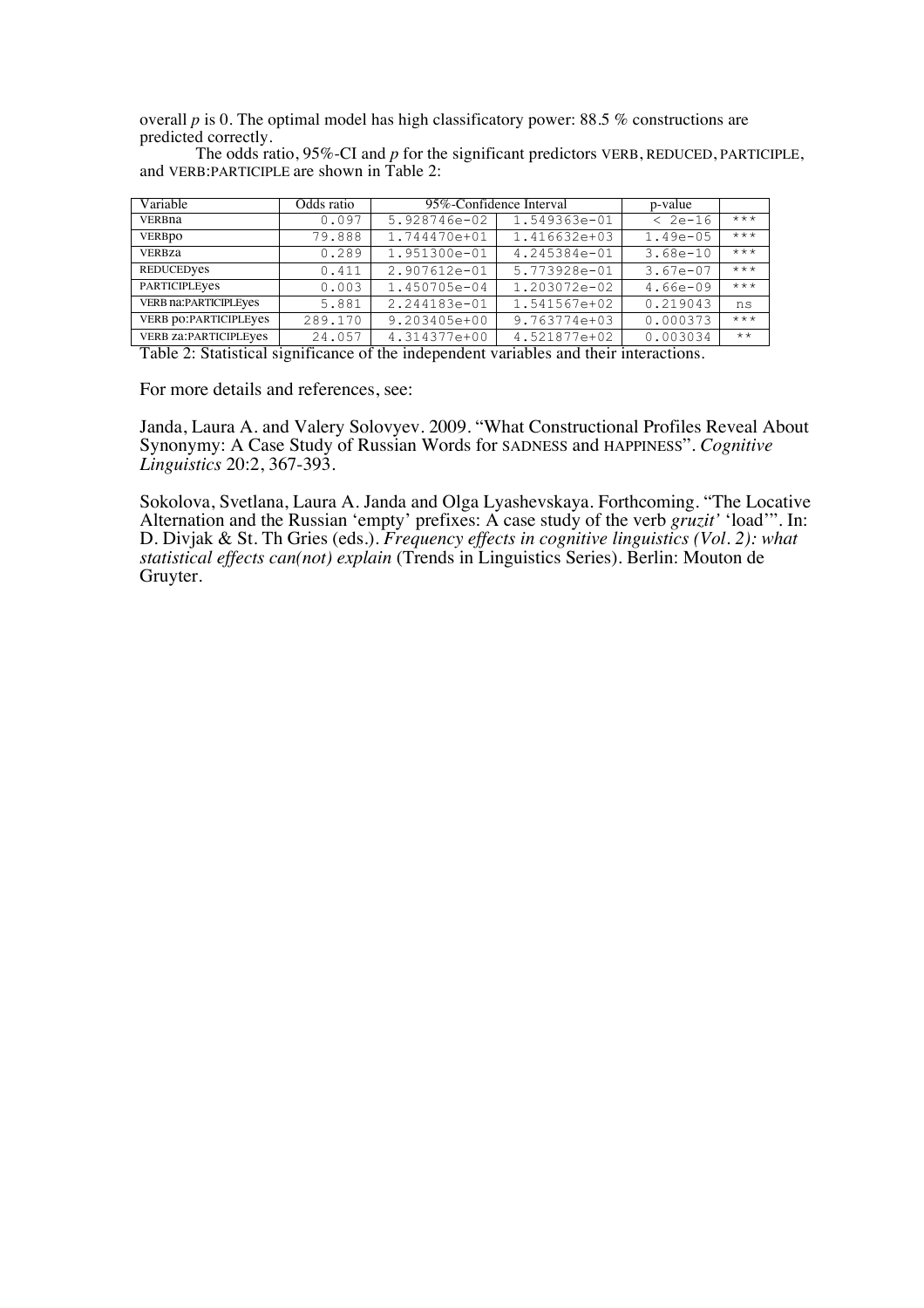overall $p$ is 0. The optimal model has high classificatory power: 88.5 % constructions are predicted correctly.

The odds ratio, 95%-CI and $p$ for the significant predictors VERB, REDUCED, PARTICIPLE, and VERB:PARTICIPLE are shown in Table 2:

| Variable | Odds ratio | 95%-Confidence Interval | | p-value | |
|---|---|---|---|---|---|
| VERBna | 0.097 | 5.928746e-02 | 1.549363e-01 | < 2e-16 | *** |
| VERBpo | 79.888 | 1.744470e+01 | 1.416632e+03 | 1.49e-05 | *** |
| VERBza | 0.289 | 1.951300e-01 | 4.245384e-01 | 3.68e-10 | *** |
| REDUCEDyes | 0.411 | 2.907612e-01 | 5.773928e-01 | 3.67e-07 | *** |
| PARTICIPLEyes | 0.003 | 1.450705e-04 | 1.203072e-02 | 4.66e-09 | *** |
| VERB na:PARTICIPLEyes | 5.881 | 2.244183e-01 | 1.541567e+02 | 0.219043 | ns |
| VERB po:PARTICIPLEyes | 289.170 | 9.203405e+00 | 9.763774e+03 | 0.000373 | *** |
| VERB za:PARTICIPLEyes | 24.057 | 4.314377e+00 | 4.521877e+02 | 0.003034 | ** |

Table 2: Statistical significance of the independent variables and their interactions.

For more details and references, see:

Janda, Laura A. and Valery Solovyev. 2009. "What Constructional Profiles Reveal About Synonymy: A Case Study of Russian Words for SADNESS and HAPPINESS". *Cognitive Linguistics* 20:2, 367-393.

Sokolova, Svetlana, Laura A. Janda and Olga Lyashevskaya. Forthcoming. "The Locative Alternation and the Russian 'empty' prefixes: A case study of the verb *gruzit'* 'load'". In: D. Divjak & St. Th Gries (eds.). *Frequency effects in cognitive linguistics (Vol. 2): what statistical effects can(not) explain* (Trends in Linguistics Series). Berlin: Mouton de Gruyter.